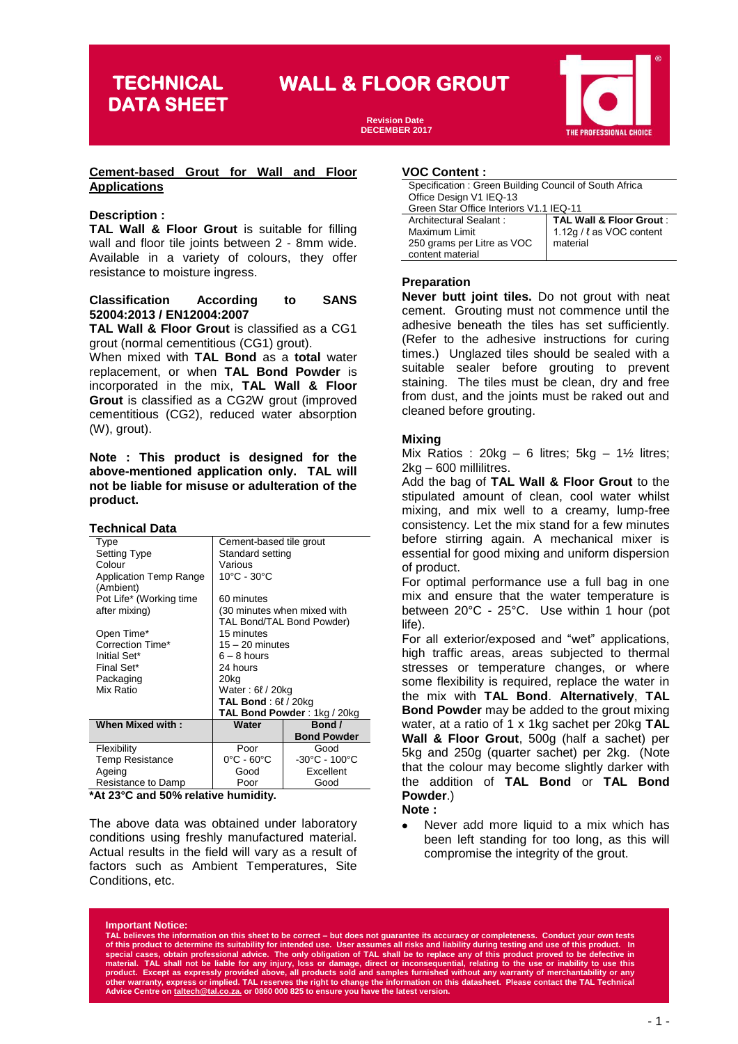# TECHNICAL DATA SHEET

# WALL & FLOOR GROUT

**Revision Date**
**DECEMBER 2017**

THE PROFESSIONAL CHOICE

## Cement-based Grout for Wall and Floor Applications

### Description :

**TAL Wall & Floor Grout** is suitable for filling wall and floor tile joints between 2 - 8mm wide. Available in a variety of colours, they offer resistance to moisture ingress.

### Classification According to SANS 52004:2013 / EN12004:2007

**TAL Wall & Floor Grout** is classified as a CG1 grout (normal cementitious (CG1) grout).

When mixed with **TAL Bond** as a **total** water replacement, or when **TAL Bond Powder** is incorporated in the mix, **TAL Wall & Floor Grout** is classified as a CG2W grout (improved cementitious (CG2), reduced water absorption (W), grout).

**Note : This product is designed for the above-mentioned application only. TAL will not be liable for misuse or adulteration of the product.**

### Technical Data

| | | |
|---|---|---|
| Type | Cement-based tile grout | |
| Setting Type | Standard setting | |
| Colour | Various | |
| Application Temp Range (Ambient) | 10°C - 30°C | |
| Pot Life* (Working time after mixing) | 60 minutes (30 minutes when mixed with TAL Bond/TAL Bond Powder) | |
| Open Time* | 15 minutes | |
| Correction Time* | 15 – 20 minutes | |
| Initial Set* | 6 – 8 hours | |
| Final Set* | 24 hours | |
| Packaging | 20kg | |
| Mix Ratio | Water : 6ℓ / 20kg<br>**TAL Bond** : 6ℓ / 20kg<br>**TAL Bond Powder** : 1kg / 20kg | |
| **When Mixed with :** | **Water** | **Bond / Bond Powder** |
| Flexibility | Poor | Good |
| Temp Resistance | 0°C - 60°C | -30°C - 100°C |
| Ageing | Good | Excellent |
| Resistance to Damp | Poor | Good |

**\*At 23°C and 50% relative humidity.**

The above data was obtained under laboratory conditions using freshly manufactured material. Actual results in the field will vary as a result of factors such as Ambient Temperatures, Site Conditions, etc.

### VOC Content :

| Specification : Green Building Council of South Africa Office Design V1 IEQ-13 Green Star Office Interiors V1.1 IEQ-11 | |
|---|---|
| Architectural Sealant : Maximum Limit 250 grams per Litre as VOC content material | **TAL Wall & Floor Grout** : 1.12g / ℓ as VOC content material |

### Preparation

**Never butt joint tiles.** Do not grout with neat cement. Grouting must not commence until the adhesive beneath the tiles has set sufficiently. (Refer to the adhesive instructions for curing times.) Unglazed tiles should be sealed with a suitable sealer before grouting to prevent staining. The tiles must be clean, dry and free from dust, and the joints must be raked out and cleaned before grouting.

### Mixing

Mix Ratios : 20kg – 6 litres; 5kg – 1½ litres; 2kg – 600 millilitres.

Add the bag of **TAL Wall & Floor Grout** to the stipulated amount of clean, cool water whilst mixing, and mix well to a creamy, lump-free consistency. Let the mix stand for a few minutes before stirring again. A mechanical mixer is essential for good mixing and uniform dispersion of product.

For optimal performance use a full bag in one mix and ensure that the water temperature is between 20°C - 25°C. Use within 1 hour (pot life).

For all exterior/exposed and "wet" applications, high traffic areas, areas subjected to thermal stresses or temperature changes, or where some flexibility is required, replace the water in the mix with **TAL Bond**. **Alternatively**, **TAL Bond Powder** may be added to the grout mixing water, at a ratio of 1 x 1kg sachet per 20kg **TAL Wall & Floor Grout**, 500g (half a sachet) per 5kg and 250g (quarter sachet) per 2kg. (Note that the colour may become slightly darker with the addition of **TAL Bond** or **TAL Bond Powder**.)

**Note :**

- Never add more liquid to a mix which has been left standing for too long, as this will compromise the integrity of the grout.

**Important Notice:**
**TAL believes the information on this sheet to be correct – but does not guarantee its accuracy or completeness. Conduct your own tests of this product to determine its suitability for intended use. User assumes all risks and liability during testing and use of this product. In special cases, obtain professional advice. The only obligation of TAL shall be to replace any of this product proved to be defective in material. TAL shall not be liable for any injury, loss or damage, direct or inconsequential, relating to the use or inability to use this product. Except as expressly provided above, all products sold and samples furnished without any warranty of merchantability or any other warranty, express or implied. TAL reserves the right to change the information on this datasheet. Please contact the TAL Technical Advice Centre on taltech@tal.co.za. or 0860 000 825 to ensure you have the latest version.**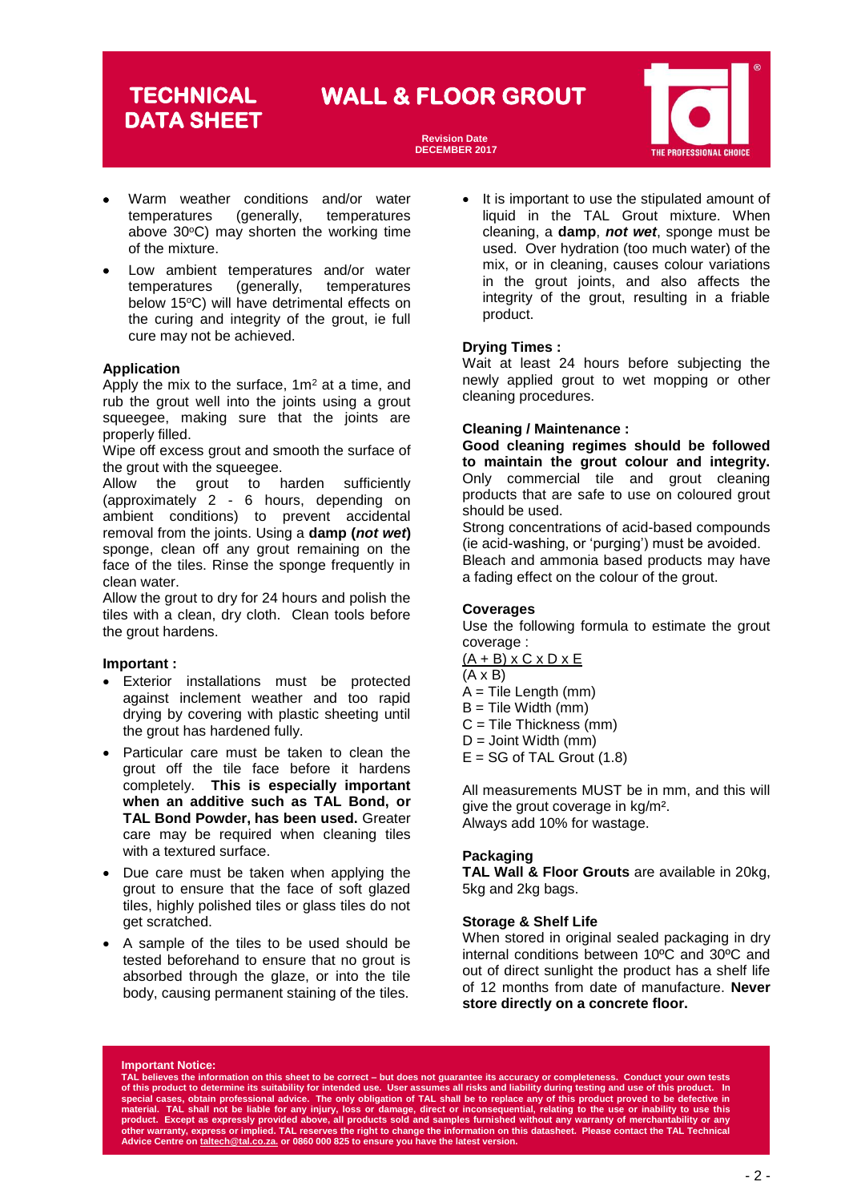# TECHNICAL DATA SHEET

## WALL & FLOOR GROUT

Revision Date
DECEMBER 2017

- Warm weather conditions and/or water temperatures (generally, temperatures above 30°C) may shorten the working time of the mixture.
- Low ambient temperatures and/or water temperatures (generally, temperatures below 15°C) will have detrimental effects on the curing and integrity of the grout, ie full cure may not be achieved.

### Application

Apply the mix to the surface, 1m² at a time, and rub the grout well into the joints using a grout squeegee, making sure that the joints are properly filled.

Wipe off excess grout and smooth the surface of the grout with the squeegee.

Allow the grout to harden sufficiently (approximately 2 - 6 hours, depending on ambient conditions) to prevent accidental removal from the joints. Using a **damp (*not wet*)** sponge, clean off any grout remaining on the face of the tiles. Rinse the sponge frequently in clean water.

Allow the grout to dry for 24 hours and polish the tiles with a clean, dry cloth. Clean tools before the grout hardens.

### Important :

- Exterior installations must be protected against inclement weather and too rapid drying by covering with plastic sheeting until the grout has hardened fully.
- Particular care must be taken to clean the grout off the tile face before it hardens completely. **This is especially important when an additive such as TAL Bond, or TAL Bond Powder, has been used.** Greater care may be required when cleaning tiles with a textured surface.
- Due care must be taken when applying the grout to ensure that the face of soft glazed tiles, highly polished tiles or glass tiles do not get scratched.
- A sample of the tiles to be used should be tested beforehand to ensure that no grout is absorbed through the glaze, or into the tile body, causing permanent staining of the tiles.
- It is important to use the stipulated amount of liquid in the TAL Grout mixture. When cleaning, a **damp**, ***not wet***, sponge must be used. Over hydration (too much water) of the mix, or in cleaning, causes colour variations in the grout joints, and also affects the integrity of the grout, resulting in a friable product.

### Drying Times :

Wait at least 24 hours before subjecting the newly applied grout to wet mopping or other cleaning procedures.

### Cleaning / Maintenance :

**Good cleaning regimes should be followed to maintain the grout colour and integrity.** Only commercial tile and grout cleaning products that are safe to use on coloured grout should be used.

Strong concentrations of acid-based compounds (ie acid-washing, or 'purging') must be avoided.

Bleach and ammonia based products may have a fading effect on the colour of the grout.

### Coverages

Use the following formula to estimate the grout coverage :

$$\frac{(A + B) \times C \times D \times E}{(A \times B)}$$

A = Tile Length (mm)
B = Tile Width (mm)
C = Tile Thickness (mm)
D = Joint Width (mm)
E = SG of TAL Grout (1.8)

All measurements MUST be in mm, and this will give the grout coverage in kg/m².
Always add 10% for wastage.

### Packaging

**TAL Wall & Floor Grouts** are available in 20kg, 5kg and 2kg bags.

### Storage & Shelf Life

When stored in original sealed packaging in dry internal conditions between 10ºC and 30ºC and out of direct sunlight the product has a shelf life of 12 months from date of manufacture. **Never store directly on a concrete floor.**

**Important Notice:**
**TAL believes the information on this sheet to be correct – but does not guarantee its accuracy or completeness. Conduct your own tests of this product to determine its suitability for intended use. User assumes all risks and liability during testing and use of this product. In special cases, obtain professional advice. The only obligation of TAL shall be to replace any of this product proved to be defective in material. TAL shall not be liable for any injury, loss or damage, direct or inconsequential, relating to the use or inability to use this product. Except as expressly provided above, all products sold and samples furnished without any warranty of merchantability or any other warranty, express or implied. TAL reserves the right to change the information on this datasheet. Please contact the TAL Technical Advice Centre on taltech@tal.co.za. or 0860 000 825 to ensure you have the latest version.**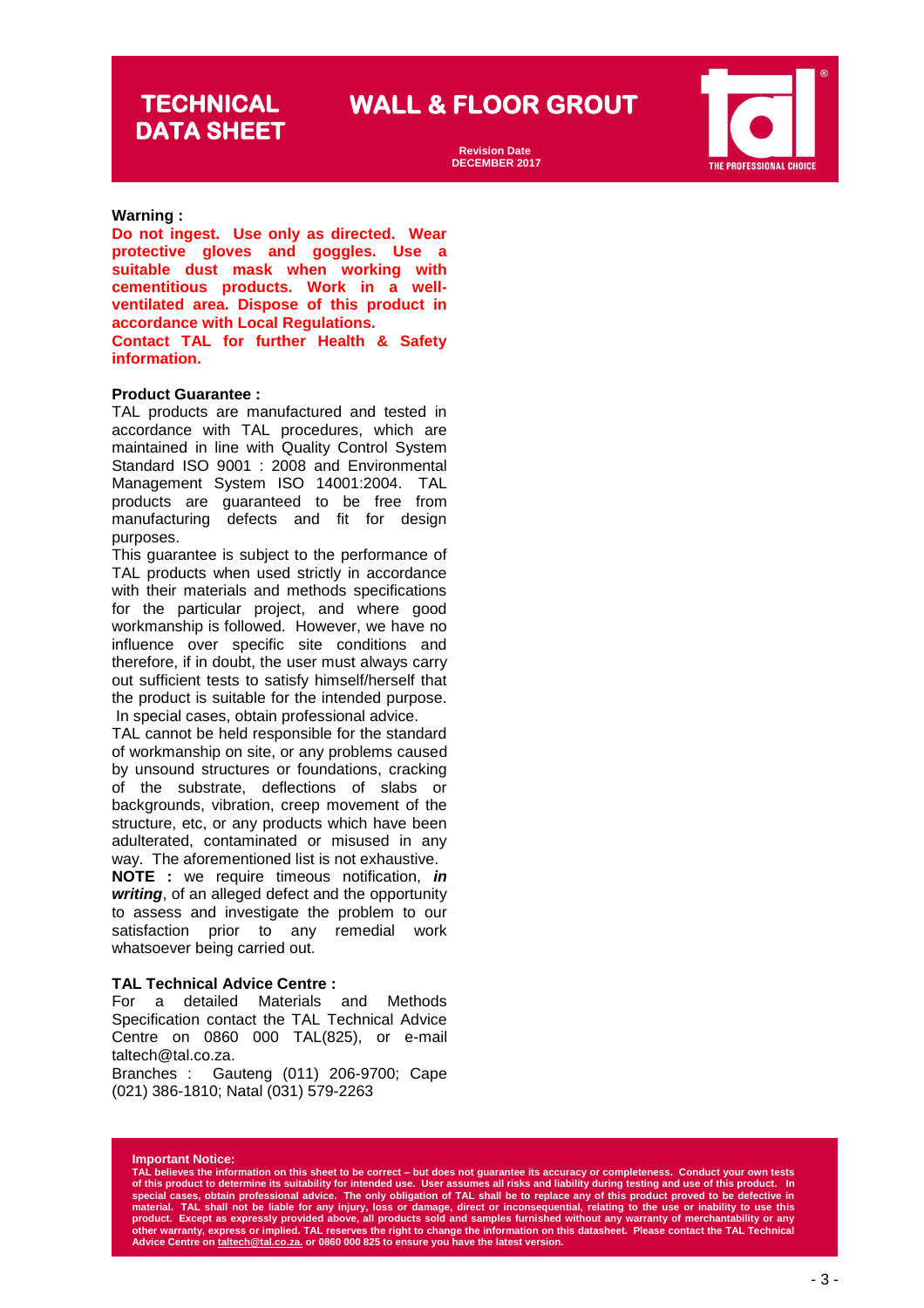# TECHNICAL DATA SHEET

# WALL & FLOOR GROUT

**Revision Date**
**DECEMBER 2017**

**Warning :**

**Do not ingest. Use only as directed. Wear protective gloves and goggles. Use a suitable dust mask when working with cementitious products. Work in a well-ventilated area. Dispose of this product in accordance with Local Regulations.**
**Contact TAL for further Health & Safety information.**

**Product Guarantee :**

TAL products are manufactured and tested in accordance with TAL procedures, which are maintained in line with Quality Control System Standard ISO 9001 : 2008 and Environmental Management System ISO 14001:2004. TAL products are guaranteed to be free from manufacturing defects and fit for design purposes.

This guarantee is subject to the performance of TAL products when used strictly in accordance with their materials and methods specifications for the particular project, and where good workmanship is followed. However, we have no influence over specific site conditions and therefore, if in doubt, the user must always carry out sufficient tests to satisfy himself/herself that the product is suitable for the intended purpose. In special cases, obtain professional advice.

TAL cannot be held responsible for the standard of workmanship on site, or any problems caused by unsound structures or foundations, cracking of the substrate, deflections of slabs or backgrounds, vibration, creep movement of the structure, etc, or any products which have been adulterated, contaminated or misused in any way. The aforementioned list is not exhaustive.

**NOTE :** we require timeous notification, ***in writing***, of an alleged defect and the opportunity to assess and investigate the problem to our satisfaction prior to any remedial work whatsoever being carried out.

**TAL Technical Advice Centre :**

For a detailed Materials and Methods Specification contact the TAL Technical Advice Centre on 0860 000 TAL(825), or e-mail taltech@tal.co.za.

Branches : Gauteng (011) 206-9700; Cape (021) 386-1810; Natal (031) 579-2263

**Important Notice:**
**TAL believes the information on this sheet to be correct – but does not guarantee its accuracy or completeness. Conduct your own tests of this product to determine its suitability for intended use. User assumes all risks and liability during testing and use of this product. In special cases, obtain professional advice. The only obligation of TAL shall be to replace any of this product proved to be defective in material. TAL shall not be liable for any injury, loss or damage, direct or inconsequential, relating to the use or inability to use this product. Except as expressly provided above, all products sold and samples furnished without any warranty of merchantability or any other warranty, express or implied. TAL reserves the right to change the information on this datasheet. Please contact the TAL Technical Advice Centre on taltech@tal.co.za. or 0860 000 825 to ensure you have the latest version.**